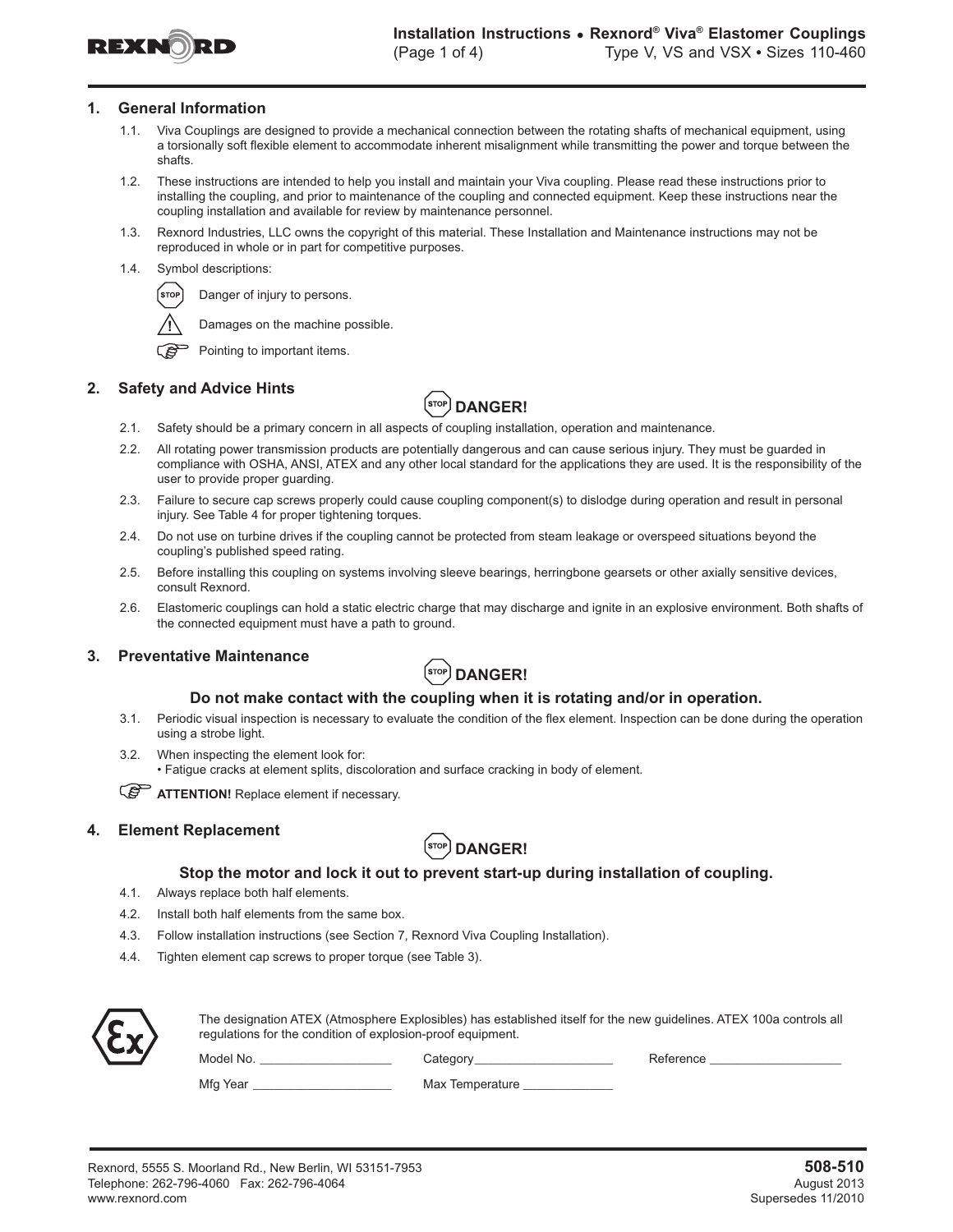# Installation Instructions • Rexnord® Viva® Elastomer Couplings

Type V, VS and VSX • Sizes 110-460

## 1. General Information

1.1. Viva Couplings are designed to provide a mechanical connection between the rotating shafts of mechanical equipment, using a torsionally soft flexible element to accommodate inherent misalignment while transmitting the power and torque between the shafts.

1.2. These instructions are intended to help you install and maintain your Viva coupling. Please read these instructions prior to installing the coupling, and prior to maintenance of the coupling and connected equipment. Keep these instructions near the coupling installation and available for review by maintenance personnel.

1.3. Rexnord Industries, LLC owns the copyright of this material. These Installation and Maintenance instructions may not be reproduced in whole or in part for competitive purposes.

1.4. Symbol descriptions:

- STOP — Danger of injury to persons.
- ⚠ — Damages on the machine possible.
- ☞ — Pointing to important items.

## 2. Safety and Advice Hints

**STOP DANGER!**

2.1. Safety should be a primary concern in all aspects of coupling installation, operation and maintenance.

2.2. All rotating power transmission products are potentially dangerous and can cause serious injury. They must be guarded in compliance with OSHA, ANSI, ATEX and any other local standard for the applications they are used. It is the responsibility of the user to provide proper guarding.

2.3. Failure to secure cap screws properly could cause coupling component(s) to dislodge during operation and result in personal injury. See Table 4 for proper tightening torques.

2.4. Do not use on turbine drives if the coupling cannot be protected from steam leakage or overspeed situations beyond the coupling's published speed rating.

2.5. Before installing this coupling on systems involving sleeve bearings, herringbone gearsets or other axially sensitive devices, consult Rexnord.

2.6. Elastomeric couplings can hold a static electric charge that may discharge and ignite in an explosive environment. Both shafts of the connected equipment must have a path to ground.

## 3. Preventative Maintenance

**STOP DANGER!**

**Do not make contact with the coupling when it is rotating and/or in operation.**

3.1. Periodic visual inspection is necessary to evaluate the condition of the flex element. Inspection can be done during the operation using a strobe light.

3.2. When inspecting the element look for:
• Fatigue cracks at element splits, discoloration and surface cracking in body of element.

☞ **ATTENTION!** Replace element if necessary.

## 4. Element Replacement

**STOP DANGER!**

**Stop the motor and lock it out to prevent start-up during installation of coupling.**

4.1. Always replace both half elements.

4.2. Install both half elements from the same box.

4.3. Follow installation instructions (see Section 7, Rexnord Viva Coupling Installation).

4.4. Tighten element cap screws to proper torque (see Table 3).

The designation ATEX (Atmosphere Explosibles) has established itself for the new guidelines. ATEX 100a controls all regulations for the condition of explosion-proof equipment.

Model No. ____________________ Category ____________________ Reference ____________________

Mfg Year ____________________ Max Temperature _____________

Rexnord, 5555 S. Moorland Rd., New Berlin, WI 53151-7953
Telephone: 262-796-4060 Fax: 262-796-4064
www.rexnord.com

**508-510**
August 2013
Supersedes 11/2010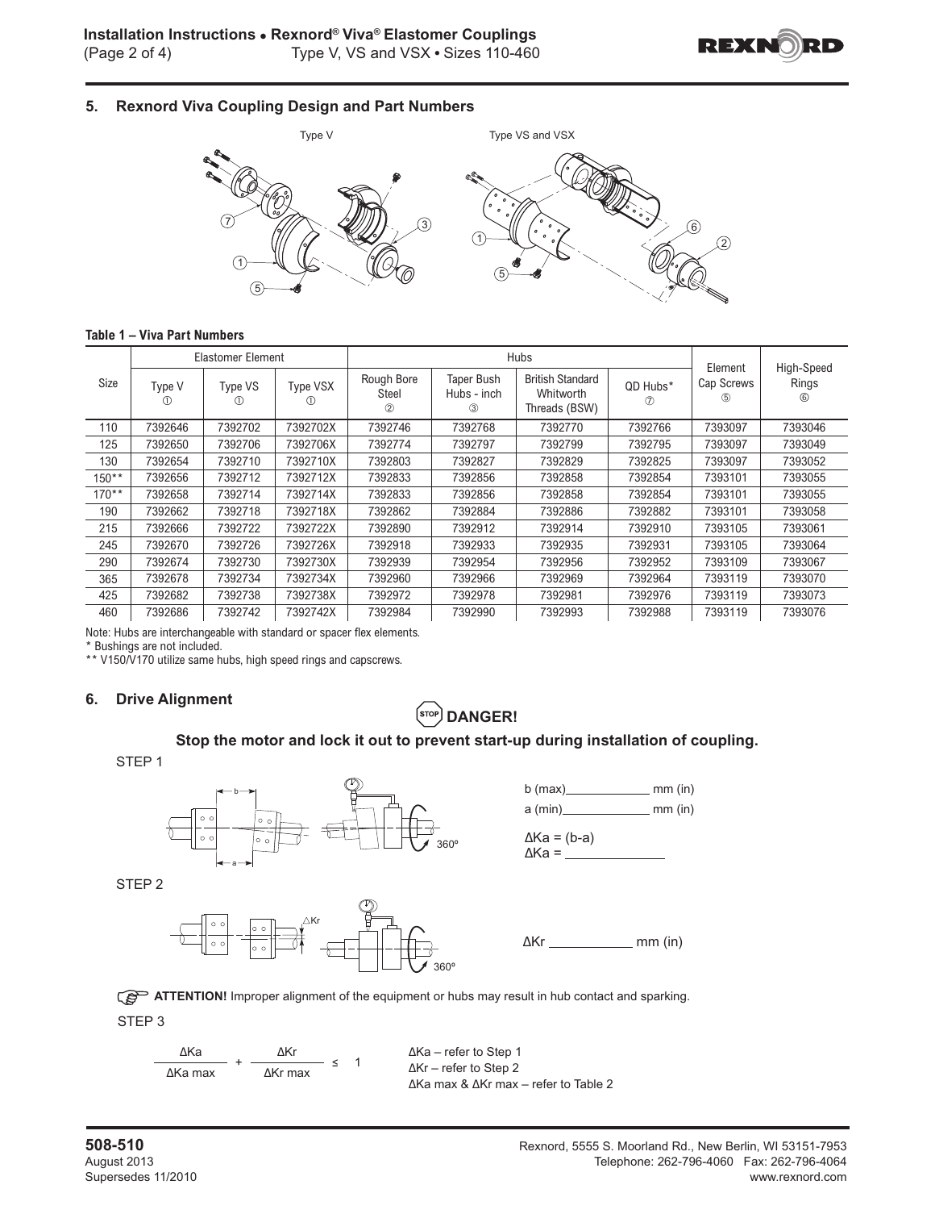## 5. Rexnord Viva Coupling Design and Part Numbers

Type V

Type VS and VSX

**Table 1 – Viva Part Numbers**

| Size | Elastomer Element | | | Hubs | | | | Element Cap Screws ⑤ | High-Speed Rings ⑥ |
|---|---|---|---|---|---|---|---|---|---|
| | Type V ① | Type VS ① | Type VSX ① | Rough Bore Steel ② | Taper Bush Hubs - inch ③ | British Standard Whitworth Threads (BSW) | QD Hubs* ⑦ | | |
| 110 | 7392646 | 7392702 | 7392702X | 7392746 | 7392768 | 7392770 | 7392766 | 7393097 | 7393046 |
| 125 | 7392650 | 7392706 | 7392706X | 7392774 | 7392797 | 7392799 | 7392795 | 7393097 | 7393049 |
| 130 | 7392654 | 7392710 | 7392710X | 7392803 | 7392827 | 7392829 | 7392825 | 7393097 | 7393052 |
| 150** | 7392656 | 7392712 | 7392712X | 7392833 | 7392856 | 7392858 | 7392854 | 7393101 | 7393055 |
| 170** | 7392658 | 7392714 | 7392714X | 7392833 | 7392856 | 7392858 | 7392854 | 7393101 | 7393055 |
| 190 | 7392662 | 7392718 | 7392718X | 7392862 | 7392884 | 7392886 | 7392882 | 7393101 | 7393058 |
| 215 | 7392666 | 7392722 | 7392722X | 7392890 | 7392912 | 7392914 | 7392910 | 7393105 | 7393061 |
| 245 | 7392670 | 7392726 | 7392726X | 7392918 | 7392933 | 7392935 | 7392931 | 7393105 | 7393064 |
| 290 | 7392674 | 7392730 | 7392730X | 7392939 | 7392954 | 7392956 | 7392952 | 7393109 | 7393067 |
| 365 | 7392678 | 7392734 | 7392734X | 7392960 | 7392966 | 7392969 | 7392964 | 7393119 | 7393070 |
| 425 | 7392682 | 7392738 | 7392738X | 7392972 | 7392978 | 7392981 | 7392976 | 7393119 | 7393073 |
| 460 | 7392686 | 7392742 | 7392742X | 7392984 | 7392990 | 7392993 | 7392988 | 7393119 | 7393076 |

Note: Hubs are interchangeable with standard or spacer flex elements.
* Bushings are not included.
** V150/V170 utilize same hubs, high speed rings and capscrews.

## 6. Drive Alignment

**DANGER!**

**Stop the motor and lock it out to prevent start-up during installation of coupling.**

STEP 1

b (max)____________ mm (in)

a (min)____________ mm (in)

$\Delta Ka = (b-a)$

$\Delta Ka =$ ____________

STEP 2

$\Delta Kr$ ____________ mm (in)

**ATTENTION!** Improper alignment of the equipment or hubs may result in hub contact and sparking.

STEP 3

$$\frac{\Delta Ka}{\Delta Ka\ max} + \frac{\Delta Kr}{\Delta Kr\ max} \leq 1$$

$\Delta Ka$ – refer to Step 1
$\Delta Kr$ – refer to Step 2
$\Delta Ka$ max & $\Delta Kr$ max – refer to Table 2

**508-510**
August 2013
Supersedes 11/2010

Rexnord, 5555 S. Moorland Rd., New Berlin, WI 53151-7953
Telephone: 262-796-4060 Fax: 262-796-4064
www.rexnord.com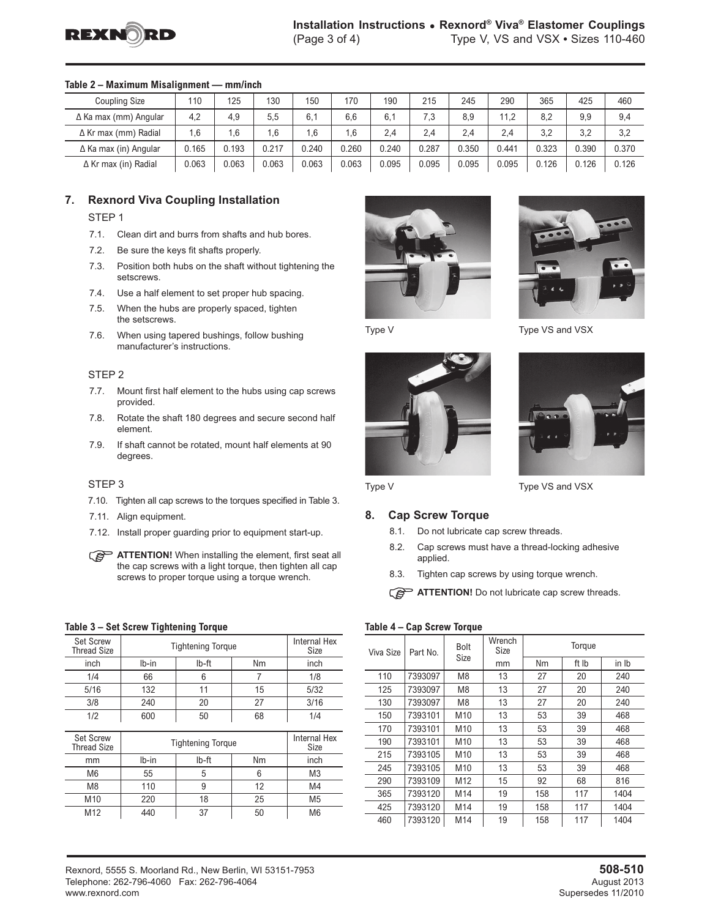**Table 2 – Maximum Misalignment — mm/inch**

| Coupling Size | 110 | 125 | 130 | 150 | 170 | 190 | 215 | 245 | 290 | 365 | 425 | 460 |
|---|---|---|---|---|---|---|---|---|---|---|---|---|
| Δ Ka max (mm) Angular | 4,2 | 4,9 | 5,5 | 6,1 | 6,6 | 6,1 | 7,3 | 8,9 | 11,2 | 8,2 | 9,9 | 9,4 |
| Δ Kr max (mm) Radial | 1,6 | 1,6 | 1,6 | 1,6 | 1,6 | 2,4 | 2,4 | 2,4 | 2,4 | 3,2 | 3,2 | 3,2 |
| Δ Ka max (in) Angular | 0.165 | 0.193 | 0.217 | 0.240 | 0.260 | 0.240 | 0.287 | 0.350 | 0.441 | 0.323 | 0.390 | 0.370 |
| Δ Kr max (in) Radial | 0.063 | 0.063 | 0.063 | 0.063 | 0.063 | 0.095 | 0.095 | 0.095 | 0.095 | 0.126 | 0.126 | 0.126 |

## 7. Rexnord Viva Coupling Installation

STEP 1

7.1. Clean dirt and burrs from shafts and hub bores.

7.2. Be sure the keys fit shafts properly.

7.3. Position both hubs on the shaft without tightening the setscrews.

7.4. Use a half element to set proper hub spacing.

7.5. When the hubs are properly spaced, tighten the setscrews.

7.6. When using tapered bushings, follow bushing manufacturer's instructions.

STEP 2

7.7. Mount first half element to the hubs using cap screws provided.

7.8. Rotate the shaft 180 degrees and secure second half element.

7.9. If shaft cannot be rotated, mount half elements at 90 degrees.

STEP 3

7.10. Tighten all cap screws to the torques specified in Table 3.

7.11. Align equipment.

7.12. Install proper guarding prior to equipment start-up.

**ATTENTION!** When installing the element, first seat all the cap screws with a light torque, then tighten all cap screws to proper torque using a torque wrench.

Type V

Type VS and VSX

Type V

Type VS and VSX

## 8. Cap Screw Torque

8.1. Do not lubricate cap screw threads.

8.2. Cap screws must have a thread-locking adhesive applied.

8.3. Tighten cap screws by using torque wrench.

**ATTENTION!** Do not lubricate cap screw threads.

**Table 3 – Set Screw Tightening Torque**

| Set Screw Thread Size | Tightening Torque | | | Internal Hex Size |
|---|---|---|---|---|
| inch | lb-in | lb-ft | Nm | inch |
| 1/4 | 66 | 6 | 7 | 1/8 |
| 5/16 | 132 | 11 | 15 | 5/32 |
| 3/8 | 240 | 20 | 27 | 3/16 |
| 1/2 | 600 | 50 | 68 | 1/4 |

| Set Screw Thread Size | Tightening Torque | | | Internal Hex Size |
|---|---|---|---|---|
| mm | lb-in | lb-ft | Nm | inch |
| M6 | 55 | 5 | 6 | M3 |
| M8 | 110 | 9 | 12 | M4 |
| M10 | 220 | 18 | 25 | M5 |
| M12 | 440 | 37 | 50 | M6 |

**Table 4 – Cap Screw Torque**

| Viva Size | Part No. | Bolt Size | Wrench Size | Torque | | |
|---|---|---|---|---|---|---|
| | | | mm | Nm | ft lb | in lb |
| 110 | 7393097 | M8 | 13 | 27 | 20 | 240 |
| 125 | 7393097 | M8 | 13 | 27 | 20 | 240 |
| 130 | 7393097 | M8 | 13 | 27 | 20 | 240 |
| 150 | 7393101 | M10 | 13 | 53 | 39 | 468 |
| 170 | 7393101 | M10 | 13 | 53 | 39 | 468 |
| 190 | 7393101 | M10 | 13 | 53 | 39 | 468 |
| 215 | 7393105 | M10 | 13 | 53 | 39 | 468 |
| 245 | 7393105 | M10 | 13 | 53 | 39 | 468 |
| 290 | 7393109 | M12 | 15 | 92 | 68 | 816 |
| 365 | 7393120 | M14 | 19 | 158 | 117 | 1404 |
| 425 | 7393120 | M14 | 19 | 158 | 117 | 1404 |
| 460 | 7393120 | M14 | 19 | 158 | 117 | 1404 |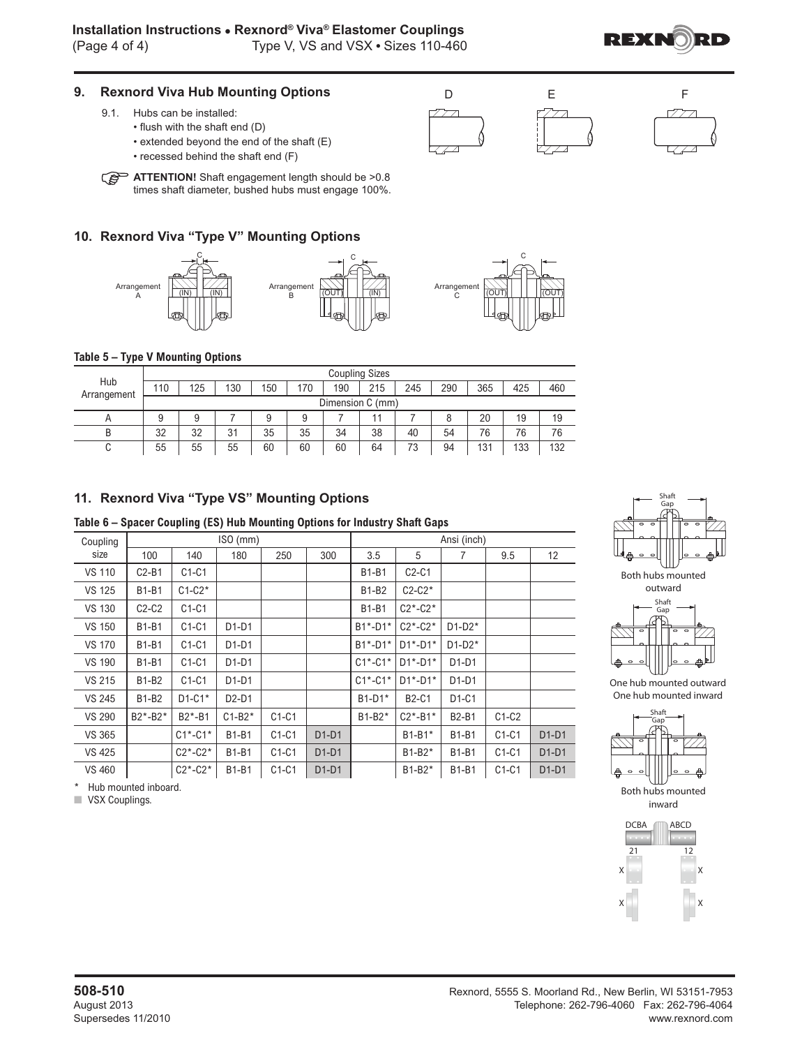## 9. Rexnord Viva Hub Mounting Options

9.1. Hubs can be installed:
- flush with the shaft end (D)
- extended beyond the end of the shaft (E)
- recessed behind the shaft end (F)

D E F

**ATTENTION!** Shaft engagement length should be >0.8 times shaft diameter, bushed hubs must engage 100%.

## 10. Rexnord Viva "Type V" Mounting Options

Arrangement A (IN) (IN) C

Arrangement B (OUT) (IN) C

Arrangement C (OUT) (OUT) C

**Table 5 – Type V Mounting Options**

| Hub Arrangement | Coupling Sizes | | | | | | | | | | | |
|---|---|---|---|---|---|---|---|---|---|---|---|---|
| | 110 | 125 | 130 | 150 | 170 | 190 | 215 | 245 | 290 | 365 | 425 | 460 |
| | Dimension C (mm) | | | | | | | | | | | |
| A | 9 | 9 | 7 | 9 | 9 | 7 | 11 | 7 | 8 | 20 | 19 | 19 |
| B | 32 | 32 | 31 | 35 | 35 | 34 | 38 | 40 | 54 | 76 | 76 | 76 |
| C | 55 | 55 | 55 | 60 | 60 | 60 | 64 | 73 | 94 | 131 | 133 | 132 |

## 11. Rexnord Viva "Type VS" Mounting Options

**Table 6 – Spacer Coupling (ES) Hub Mounting Options for Industry Shaft Gaps**

| Coupling size | ISO (mm) | | | | | Ansi (inch) | | | | |
|---|---|---|---|---|---|---|---|---|---|---|
| | 100 | 140 | 180 | 250 | 300 | 3.5 | 5 | 7 | 9.5 | 12 |
| VS 110 | C2-B1 | C1-C1 | | | | B1-B1 | C2-C1 | | | |
| VS 125 | B1-B1 | C1-C2* | | | | B1-B2 | C2-C2* | | | |
| VS 130 | C2-C2 | C1-C1 | | | | B1-B1 | C2*-C2* | | | |
| VS 150 | B1-B1 | C1-C1 | D1-D1 | | | B1*-D1* | C2*-C2* | D1-D2* | | |
| VS 170 | B1-B1 | C1-C1 | D1-D1 | | | B1*-D1* | D1*-D1* | D1-D2* | | |
| VS 190 | B1-B1 | C1-C1 | D1-D1 | | | C1*-C1* | D1*-D1* | D1-D1 | | |
| VS 215 | B1-B2 | C1-C1 | D1-D1 | | | C1*-C1* | D1*-D1* | D1-D1 | | |
| VS 245 | B1-B2 | D1-C1* | D2-D1 | | | B1-D1* | B2-C1 | D1-C1 | | |
| VS 290 | B2*-B2* | B2*-B1 | C1-B2* | C1-C1 | | B1-B2* | C2*-B1* | B2-B1 | C1-C2 | |
| VS 365 | | C1*-C1* | B1-B1 | C1-C1 | D1-D1 | | B1-B1* | B1-B1 | C1-C1 | D1-D1 |
| VS 425 | | C2*-C2* | B1-B1 | C1-C1 | D1-D1 | | B1-B2* | B1-B1 | C1-C1 | D1-D1 |
| VS 460 | | C2*-C2* | B1-B1 | C1-C1 | D1-D1 | | B1-B2* | B1-B1 | C1-C1 | D1-D1 |

\* Hub mounted inboard.

■ VSX Couplings.

Shaft Gap

Both hubs mounted outward

Shaft Gap

One hub mounted outward
One hub mounted inward

Shaft Gap

Both hubs mounted inward

DCBA ABCD
21 12
X X
X X

**508-510**
August 2013
Supersedes 11/2010

Rexnord, 5555 S. Moorland Rd., New Berlin, WI 53151-7953
Telephone: 262-796-4060 Fax: 262-796-4064
www.rexnord.com